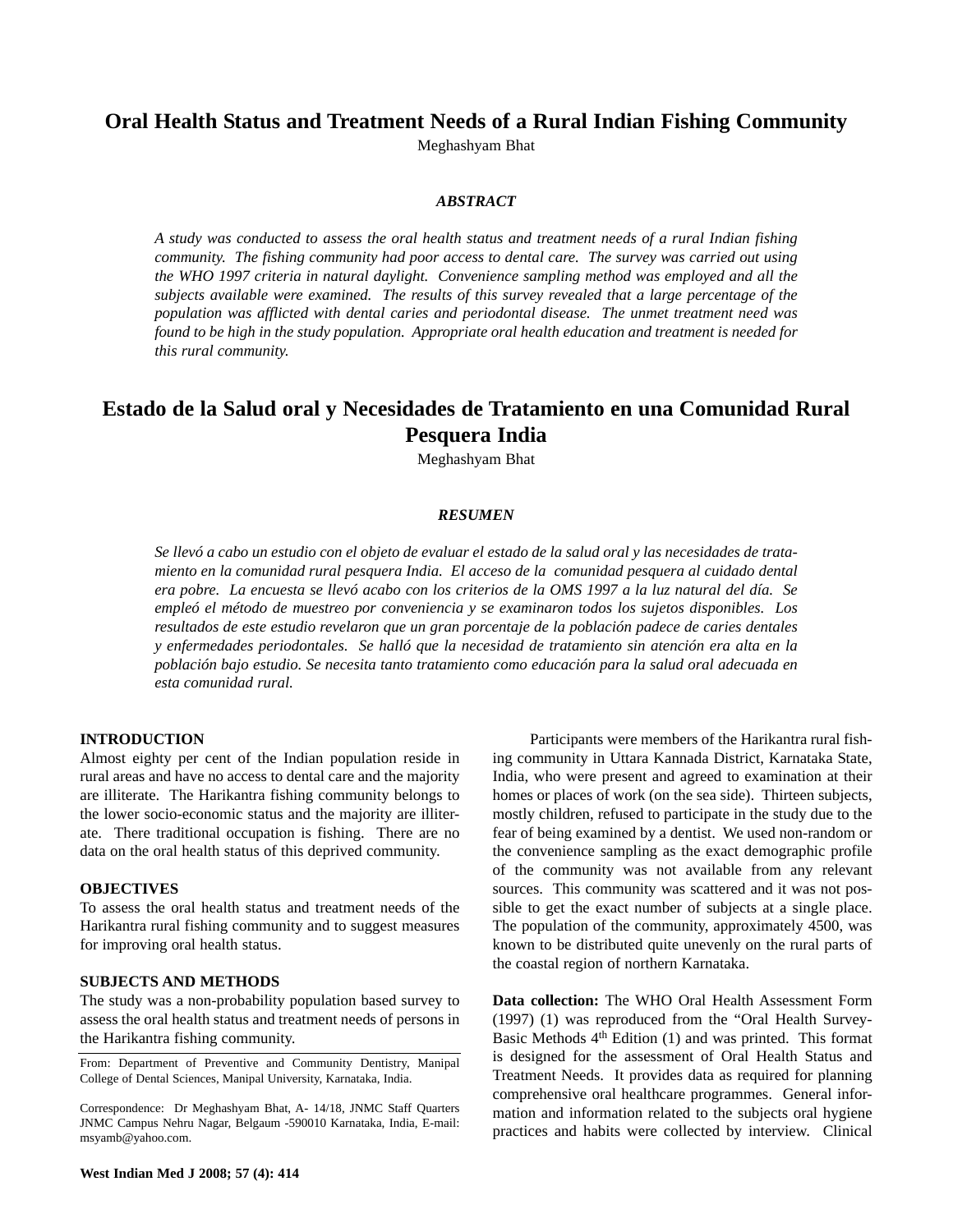# Oral Health Status and Treatment Needs of a Rural Indian Fishing Community

Meghashyam Bhat

### *ABSTRACT*

*A study was conducted to assess the oral health status and treatment needs of a rural Indian fishing community. The fishing community had poor access to dental care. The survey was carried out using the WHO 1997 criteria in natural daylight. Convenience sampling method was employed and all the subjects available were examined. The results of this survey revealed that a large percentage of the population was afflicted with dental caries and periodontal disease. The unmet treatment need was found to be high in the study population. Appropriate oral health education and treatment is needed for this rural community.*

# Estado de la Salud oral y Necesidades de Tratamiento en una Comunidad Rural Pesquera India

Meghashyam Bhat

### *RESUMEN*

*Se llevó a cabo un estudio con el objeto de evaluar el estado de la salud oral y las necesidades de tratamiento en la comunidad rural pesquera India. El acceso de la comunidad pesquera al cuidado dental era pobre. La encuesta se llevó acabo con los criterios de la OMS 1997 a la luz natural del día. Se empleó el método de muestreo por conveniencia y se examinaron todos los sujetos disponibles. Los resultados de este estudio revelaron que un gran porcentaje de la población padece de caries dentales y enfermedades periodontales. Se halló que la necesidad de tratamiento sin atención era alta en la población bajo estudio. Se necesita tanto tratamiento como educación para la salud oral adecuada en esta comunidad rural.*

## INTRODUCTION

Almost eighty per cent of the Indian population reside in rural areas and have no access to dental care and the majority are illiterate. The Harikantra fishing community belongs to the lower socio-economic status and the majority are illiterate. There traditional occupation is fishing. There are no data on the oral health status of this deprived community.

## OBJECTIVES

To assess the oral health status and treatment needs of the Harikantra rural fishing community and to suggest measures for improving oral health status.

## SUBJECTS AND METHODS

The study was a non-probability population based survey to assess the oral health status and treatment needs of persons in the Harikantra fishing community.

From: Department of Preventive and Community Dentistry, Manipal College of Dental Sciences, Manipal University, Karnataka, India.

Correspondence: Dr Meghashyam Bhat, A- 14/18, JNMC Staff Quarters JNMC Campus Nehru Nagar, Belgaum -590010 Karnataka, India, E-mail: msyamb@yahoo.com.

Participants were members of the Harikantra rural fishing community in Uttara Kannada District, Karnataka State, India, who were present and agreed to examination at their homes or places of work (on the sea side). Thirteen subjects, mostly children, refused to participate in the study due to the fear of being examined by a dentist. We used non-random or the convenience sampling as the exact demographic profile of the community was not available from any relevant sources. This community was scattered and it was not possible to get the exact number of subjects at a single place. The population of the community, approximately 4500, was known to be distributed quite unevenly on the rural parts of the coastal region of northern Karnataka.

**Data collection:** The WHO Oral Health Assessment Form (1997) (1) was reproduced from the "Oral Health Survey-Basic Methods 4th Edition (1) and was printed. This format is designed for the assessment of Oral Health Status and Treatment Needs. It provides data as required for planning comprehensive oral healthcare programmes. General information and information related to the subjects oral hygiene practices and habits were collected by interview. Clinical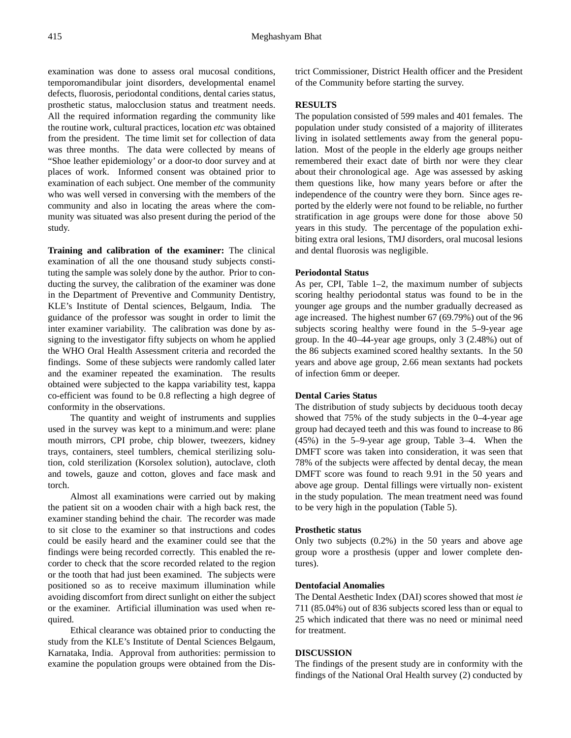examination was done to assess oral mucosal conditions, temporomandibular joint disorders, developmental enamel defects, fluorosis, periodontal conditions, dental caries status, prosthetic status, malocclusion status and treatment needs. All the required information regarding the community like the routine work, cultural practices, location *etc* was obtained from the president. The time limit set for collection of data was three months. The data were collected by means of "Shoe leather epidemiology' or a door-to door survey and at places of work. Informed consent was obtained prior to examination of each subject. One member of the community who was well versed in conversing with the members of the community and also in locating the areas where the community was situated was also present during the period of the study.

**Training and calibration of the examiner:** The clinical examination of all the one thousand study subjects constituting the sample was solely done by the author. Prior to conducting the survey, the calibration of the examiner was done in the Department of Preventive and Community Dentistry, KLE's Institute of Dental sciences, Belgaum, India. The guidance of the professor was sought in order to limit the inter examiner variability. The calibration was done by assigning to the investigator fifty subjects on whom he applied the WHO Oral Health Assessment criteria and recorded the findings. Some of these subjects were randomly called later and the examiner repeated the examination. The results obtained were subjected to the kappa variability test, kappa co-efficient was found to be 0.8 reflecting a high degree of conformity in the observations.

The quantity and weight of instruments and supplies used in the survey was kept to a minimum.and were: plane mouth mirrors, CPI probe, chip blower, tweezers, kidney trays, containers, steel tumblers, chemical sterilizing solution, cold sterilization (Korsolex solution), autoclave, cloth and towels, gauze and cotton, gloves and face mask and torch.

Almost all examinations were carried out by making the patient sit on a wooden chair with a high back rest, the examiner standing behind the chair. The recorder was made to sit close to the examiner so that instructions and codes could be easily heard and the examiner could see that the findings were being recorded correctly. This enabled the recorder to check that the score recorded related to the region or the tooth that had just been examined. The subjects were positioned so as to receive maximum illumination while avoiding discomfort from direct sunlight on either the subject or the examiner. Artificial illumination was used when required.

Ethical clearance was obtained prior to conducting the study from the KLE's Institute of Dental Sciences Belgaum, Karnataka, India. Approval from authorities: permission to examine the population groups were obtained from the District Commissioner, District Health officer and the President of the Community before starting the survey.

## RESULTS

The population consisted of 599 males and 401 females. The population under study consisted of a majority of illiterates living in isolated settlements away from the general population. Most of the people in the elderly age groups neither remembered their exact date of birth nor were they clear about their chronological age. Age was assessed by asking them questions like, how many years before or after the independence of the country were they born. Since ages reported by the elderly were not found to be reliable, no further stratification in age groups were done for those above 50 years in this study. The percentage of the population exhibiting extra oral lesions, TMJ disorders, oral mucosal lesions and dental fluorosis was negligible.

### Periodontal Status

As per, CPI, Table 1–2, the maximum number of subjects scoring healthy periodontal status was found to be in the younger age groups and the number gradually decreased as age increased. The highest number 67 (69.79%) out of the 96 subjects scoring healthy were found in the 5–9-year age group. In the 40–44-year age groups, only 3 (2.48%) out of the 86 subjects examined scored healthy sextants. In the 50 years and above age group, 2.66 mean sextants had pockets of infection 6mm or deeper.

### Dental Caries Status

The distribution of study subjects by deciduous tooth decay showed that 75% of the study subjects in the 0–4-year age group had decayed teeth and this was found to increase to 86 (45%) in the 5–9-year age group, Table 3–4. When the DMFT score was taken into consideration, it was seen that 78% of the subjects were affected by dental decay, the mean DMFT score was found to reach 9.91 in the 50 years and above age group. Dental fillings were virtually non- existent in the study population. The mean treatment need was found to be very high in the population (Table 5).

### Prosthetic status

Only two subjects (0.2%) in the 50 years and above age group wore a prosthesis (upper and lower complete dentures).

### Dentofacial Anomalies

The Dental Aesthetic Index (DAI) scores showed that most *ie* 711 (85.04%) out of 836 subjects scored less than or equal to 25 which indicated that there was no need or minimal need for treatment.

## DISCUSSION

The findings of the present study are in conformity with the findings of the National Oral Health survey (2) conducted by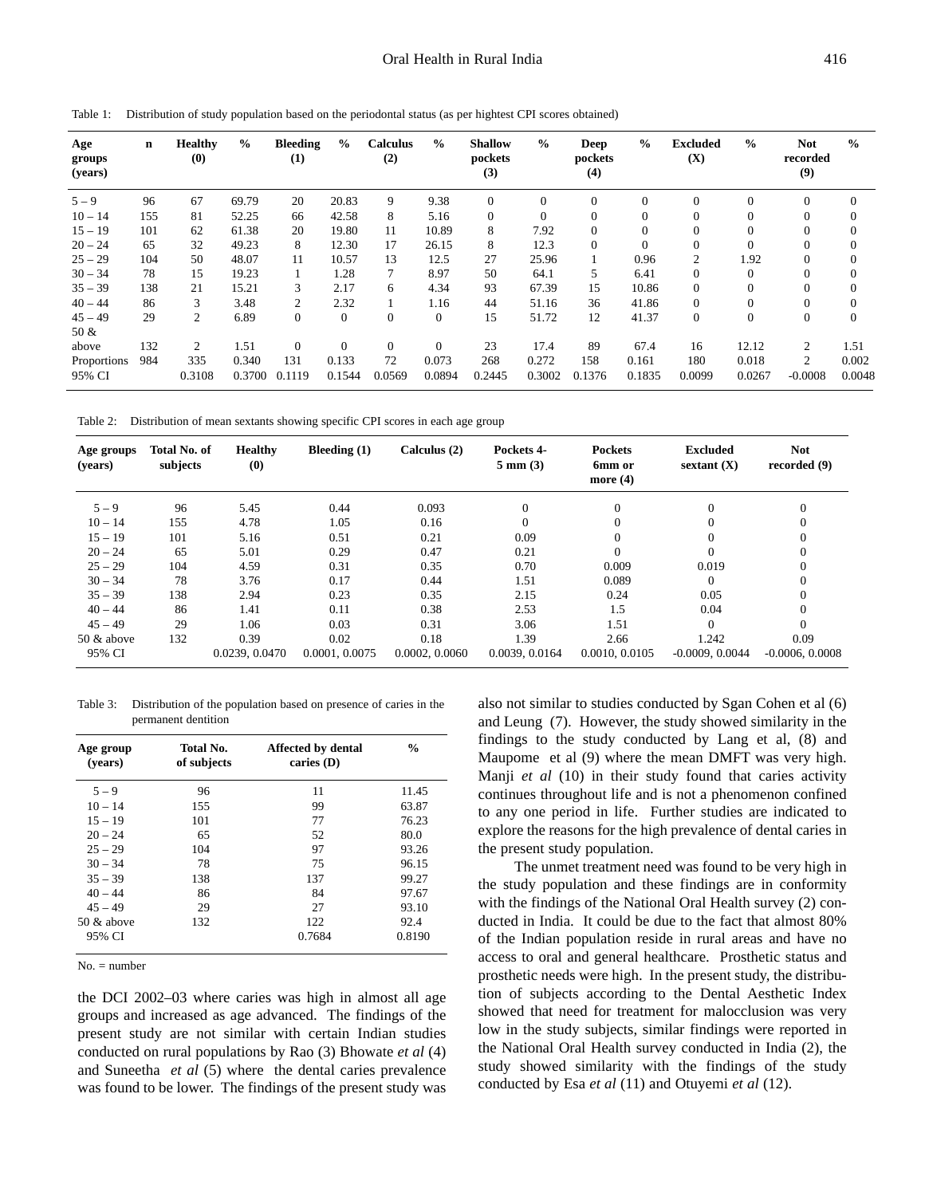Table 1: Distribution of study population based on the periodontal status (as per hightest CPI scores obtained)

| Age groups (years) | n | Healthy (0) | % | Bleeding (1) | % | Calculus (2) | % | Shallow pockets (3) | % | Deep pockets (4) | % | Excluded (X) | % | Not recorded (9) | % |
|---|---|---|---|---|---|---|---|---|---|---|---|---|---|---|---|
| 5 – 9 | 96 | 67 | 69.79 | 20 | 20.83 | 9 | 9.38 | 0 | 0 | 0 | 0 | 0 | 0 | 0 | 0 |
| 10 – 14 | 155 | 81 | 52.25 | 66 | 42.58 | 8 | 5.16 | 0 | 0 | 0 | 0 | 0 | 0 | 0 | 0 |
| 15 – 19 | 101 | 62 | 61.38 | 20 | 19.80 | 11 | 10.89 | 8 | 7.92 | 0 | 0 | 0 | 0 | 0 | 0 |
| 20 – 24 | 65 | 32 | 49.23 | 8 | 12.30 | 17 | 26.15 | 8 | 12.3 | 0 | 0 | 0 | 0 | 0 | 0 |
| 25 – 29 | 104 | 50 | 48.07 | 11 | 10.57 | 13 | 12.5 | 27 | 25.96 | 1 | 0.96 | 2 | 1.92 | 0 | 0 |
| 30 – 34 | 78 | 15 | 19.23 | 1 | 1.28 | 7 | 8.97 | 50 | 64.1 | 5 | 6.41 | 0 | 0 | 0 | 0 |
| 35 – 39 | 138 | 21 | 15.21 | 3 | 2.17 | 6 | 4.34 | 93 | 67.39 | 15 | 10.86 | 0 | 0 | 0 | 0 |
| 40 – 44 | 86 | 3 | 3.48 | 2 | 2.32 | 1 | 1.16 | 44 | 51.16 | 36 | 41.86 | 0 | 0 | 0 | 0 |
| 45 – 49 | 29 | 2 | 6.89 | 0 | 0 | 0 | 0 | 15 | 51.72 | 12 | 41.37 | 0 | 0 | 0 | 0 |
| 50 & above | 132 | 2 | 1.51 | 0 | 0 | 0 | 0 | 23 | 17.4 | 89 | 67.4 | 16 | 12.12 | 2 | 1.51 |
| Proportions | 984 | 335 | 0.340 | 131 | 0.133 | 72 | 0.073 | 268 | 0.272 | 158 | 0.161 | 180 | 0.018 | 2 | 0.002 |
| 95% CI | | 0.3108 | 0.3700 | 0.1119 | 0.1544 | 0.0569 | 0.0894 | 0.2445 | 0.3002 | 0.1376 | 0.1835 | 0.0099 | 0.0267 | -0.0008 | 0.0048 |

Table 2: Distribution of mean sextants showing specific CPI scores in each age group

| Age groups (years) | Total No. of subjects | Healthy (0) | Bleeding (1) | Calculus (2) | Pockets 4-5 mm (3) | Pockets 6mm or more (4) | Excluded sextant (X) | Not recorded (9) |
|---|---|---|---|---|---|---|---|---|
| 5 – 9 | 96 | 5.45 | 0.44 | 0.093 | 0 | 0 | 0 | 0 |
| 10 – 14 | 155 | 4.78 | 1.05 | 0.16 | 0 | 0 | 0 | 0 |
| 15 – 19 | 101 | 5.16 | 0.51 | 0.21 | 0.09 | 0 | 0 | 0 |
| 20 – 24 | 65 | 5.01 | 0.29 | 0.47 | 0.21 | 0 | 0 | 0 |
| 25 – 29 | 104 | 4.59 | 0.31 | 0.35 | 0.70 | 0.009 | 0.019 | 0 |
| 30 – 34 | 78 | 3.76 | 0.17 | 0.44 | 1.51 | 0.089 | 0 | 0 |
| 35 – 39 | 138 | 2.94 | 0.23 | 0.35 | 2.15 | 0.24 | 0.05 | 0 |
| 40 – 44 | 86 | 1.41 | 0.11 | 0.38 | 2.53 | 1.5 | 0.04 | 0 |
| 45 – 49 | 29 | 1.06 | 0.03 | 0.31 | 3.06 | 1.51 | 0 | 0 |
| 50 & above | 132 | 0.39 | 0.02 | 0.18 | 1.39 | 2.66 | 1.242 | 0.09 |
| 95% CI | | 0.0239, 0.0470 | 0.0001, 0.0075 | 0.0002, 0.0060 | 0.0039, 0.0164 | 0.0010, 0.0105 | -0.0009, 0.0044 | -0.0006, 0.0008 |

Table 3: Distribution of the population based on presence of caries in the permanent dentition

| Age group (years) | Total No. of subjects | Affected by dental caries (D) | % |
|---|---|---|---|
| 5 – 9 | 96 | 11 | 11.45 |
| 10 – 14 | 155 | 99 | 63.87 |
| 15 – 19 | 101 | 77 | 76.23 |
| 20 – 24 | 65 | 52 | 80.0 |
| 25 – 29 | 104 | 97 | 93.26 |
| 30 – 34 | 78 | 75 | 96.15 |
| 35 – 39 | 138 | 137 | 99.27 |
| 40 – 44 | 86 | 84 | 97.67 |
| 45 – 49 | 29 | 27 | 93.10 |
| 50 & above | 132 | 122 | 92.4 |
| 95% CI | | 0.7684 | 0.8190 |

No. = number

the DCI 2002–03 where caries was high in almost all age groups and increased as age advanced. The findings of the present study are not similar with certain Indian studies conducted on rural populations by Rao (3) Bhowate *et al* (4) and Suneetha *et al* (5) where the dental caries prevalence was found to be lower. The findings of the present study was also not similar to studies conducted by Sgan Cohen et al (6) and Leung (7). However, the study showed similarity in the findings to the study conducted by Lang et al, (8) and Maupome et al (9) where the mean DMFT was very high. Manji *et al* (10) in their study found that caries activity continues throughout life and is not a phenomenon confined to any one period in life. Further studies are indicated to explore the reasons for the high prevalence of dental caries in the present study population.

The unmet treatment need was found to be very high in the study population and these findings are in conformity with the findings of the National Oral Health survey (2) conducted in India. It could be due to the fact that almost 80% of the Indian population reside in rural areas and have no access to oral and general healthcare. Prosthetic status and prosthetic needs were high. In the present study, the distribution of subjects according to the Dental Aesthetic Index showed that need for treatment for malocclusion was very low in the study subjects, similar findings were reported in the National Oral Health survey conducted in India (2), the study showed similarity with the findings of the study conducted by Esa *et al* (11) and Otuyemi *et al* (12).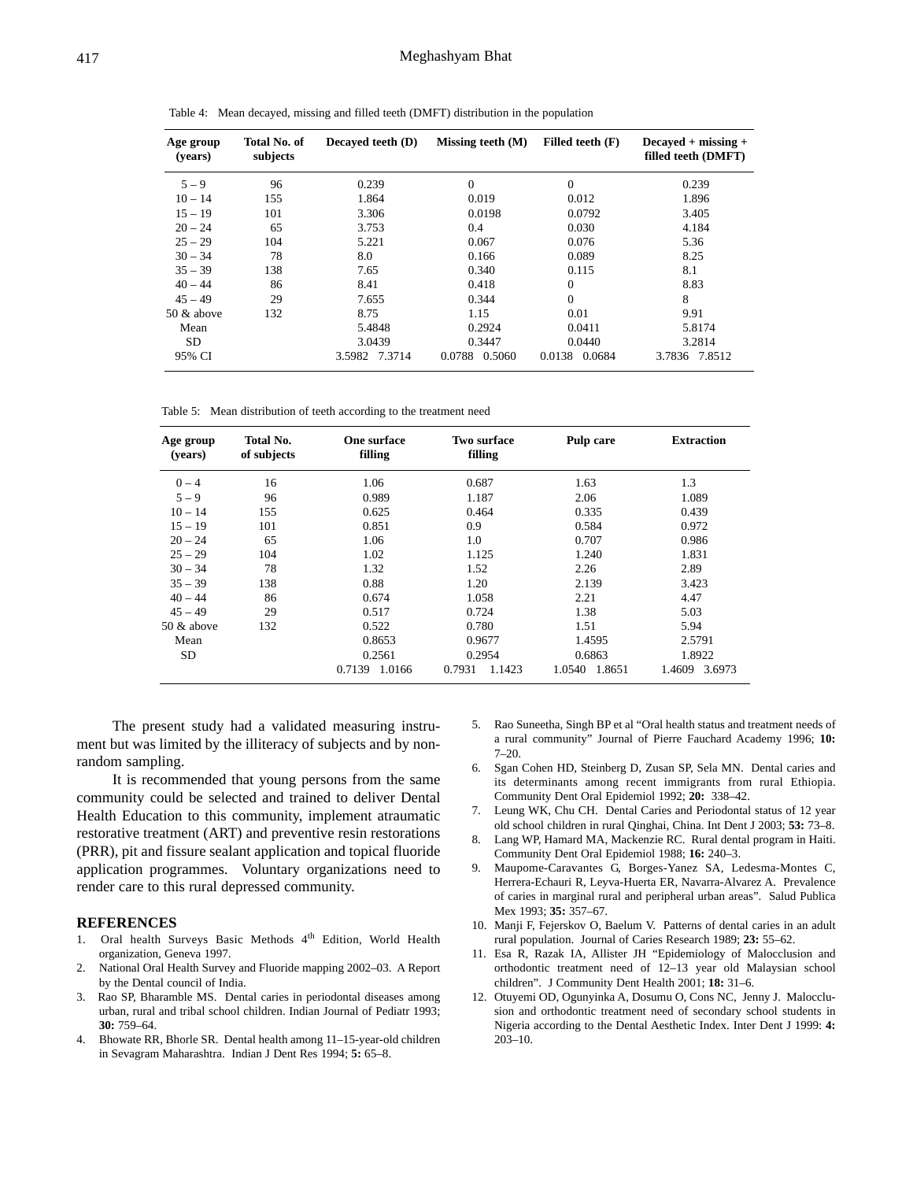Table 4: Mean decayed, missing and filled teeth (DMFT) distribution in the population

| Age group (years) | Total No. of subjects | Decayed teeth (D) | Missing teeth (M) | Filled teeth (F) | Decayed + missing + filled teeth (DMFT) |
|---|---|---|---|---|---|
| 5 – 9 | 96 | 0.239 | 0 | 0 | 0.239 |
| 10 – 14 | 155 | 1.864 | 0.019 | 0.012 | 1.896 |
| 15 – 19 | 101 | 3.306 | 0.0198 | 0.0792 | 3.405 |
| 20 – 24 | 65 | 3.753 | 0.4 | 0.030 | 4.184 |
| 25 – 29 | 104 | 5.221 | 0.067 | 0.076 | 5.36 |
| 30 – 34 | 78 | 8.0 | 0.166 | 0.089 | 8.25 |
| 35 – 39 | 138 | 7.65 | 0.340 | 0.115 | 8.1 |
| 40 – 44 | 86 | 8.41 | 0.418 | 0 | 8.83 |
| 45 – 49 | 29 | 7.655 | 0.344 | 0 | 8 |
| 50 & above | 132 | 8.75 | 1.15 | 0.01 | 9.91 |
| Mean | | 5.4848 | 0.2924 | 0.0411 | 5.8174 |
| SD | | 3.0439 | 0.3447 | 0.0440 | 3.2814 |
| 95% CI | | 3.5982 7.3714 | 0.0788 0.5060 | 0.0138 0.0684 | 3.7836 7.8512 |

Table 5: Mean distribution of teeth according to the treatment need

| Age group (years) | Total No. of subjects | One surface filling | Two surface filling | Pulp care | Extraction |
|---|---|---|---|---|---|
| 0 – 4 | 16 | 1.06 | 0.687 | 1.63 | 1.3 |
| 5 – 9 | 96 | 0.989 | 1.187 | 2.06 | 1.089 |
| 10 – 14 | 155 | 0.625 | 0.464 | 0.335 | 0.439 |
| 15 – 19 | 101 | 0.851 | 0.9 | 0.584 | 0.972 |
| 20 – 24 | 65 | 1.06 | 1.0 | 0.707 | 0.986 |
| 25 – 29 | 104 | 1.02 | 1.125 | 1.240 | 1.831 |
| 30 – 34 | 78 | 1.32 | 1.52 | 2.26 | 2.89 |
| 35 – 39 | 138 | 0.88 | 1.20 | 2.139 | 3.423 |
| 40 – 44 | 86 | 0.674 | 1.058 | 2.21 | 4.47 |
| 45 – 49 | 29 | 0.517 | 0.724 | 1.38 | 5.03 |
| 50 & above | 132 | 0.522 | 0.780 | 1.51 | 5.94 |
| Mean | | 0.8653 | 0.9677 | 1.4595 | 2.5791 |
| SD | | 0.2561 | 0.2954 | 0.6863 | 1.8922 |
| | | 0.7139 1.0166 | 0.7931 1.1423 | 1.0540 1.8651 | 1.4609 3.6973 |

The present study had a validated measuring instrument but was limited by the illiteracy of subjects and by non-random sampling.

It is recommended that young persons from the same community could be selected and trained to deliver Dental Health Education to this community, implement atraumatic restorative treatment (ART) and preventive resin restorations (PRR), pit and fissure sealant application and topical fluoride application programmes. Voluntary organizations need to render care to this rural depressed community.

## REFERENCES

1. Oral health Surveys Basic Methods 4th Edition, World Health organization, Geneva 1997.
2. National Oral Health Survey and Fluoride mapping 2002–03. A Report by the Dental council of India.
3. Rao SP, Bharamble MS. Dental caries in periodontal diseases among urban, rural and tribal school children. Indian Journal of Pediatr 1993; **30:** 759–64.
4. Bhowate RR, Bhorle SR. Dental health among 11–15-year-old children in Sevagram Maharashtra. Indian J Dent Res 1994; **5:** 65–8.
5. Rao Suneetha, Singh BP et al "Oral health status and treatment needs of a rural community" Journal of Pierre Fauchard Academy 1996; **10:** 7–20.
6. Sgan Cohen HD, Steinberg D, Zusan SP, Sela MN. Dental caries and its determinants among recent immigrants from rural Ethiopia. Community Dent Oral Epidemiol 1992; **20:** 338–42.
7. Leung WK, Chu CH. Dental Caries and Periodontal status of 12 year old school children in rural Qinghai, China. Int Dent J 2003; **53:** 73–8.
8. Lang WP, Hamard MA, Mackenzie RC. Rural dental program in Haiti. Community Dent Oral Epidemiol 1988; **16:** 240–3.
9. Maupome-Caravantes G, Borges-Yanez SA, Ledesma-Montes C, Herrera-Echauri R, Leyva-Huerta ER, Navarra-Alvarez A. Prevalence of caries in marginal rural and peripheral urban areas". Salud Publica Mex 1993; **35:** 357–67.
10. Manji F, Fejerskov O, Baelum V. Patterns of dental caries in an adult rural population. Journal of Caries Research 1989; **23:** 55–62.
11. Esa R, Razak IA, Allister JH "Epidemiology of Malocclusion and orthodontic treatment need of 12–13 year old Malaysian school children". J Community Dent Health 2001; **18:** 31–6.
12. Otuyemi OD, Ogunyinka A, Dosumu O, Cons NC, Jenny J. Malocclusion and orthodontic treatment need of secondary school students in Nigeria according to the Dental Aesthetic Index. Inter Dent J 1999: **4:** 203–10.